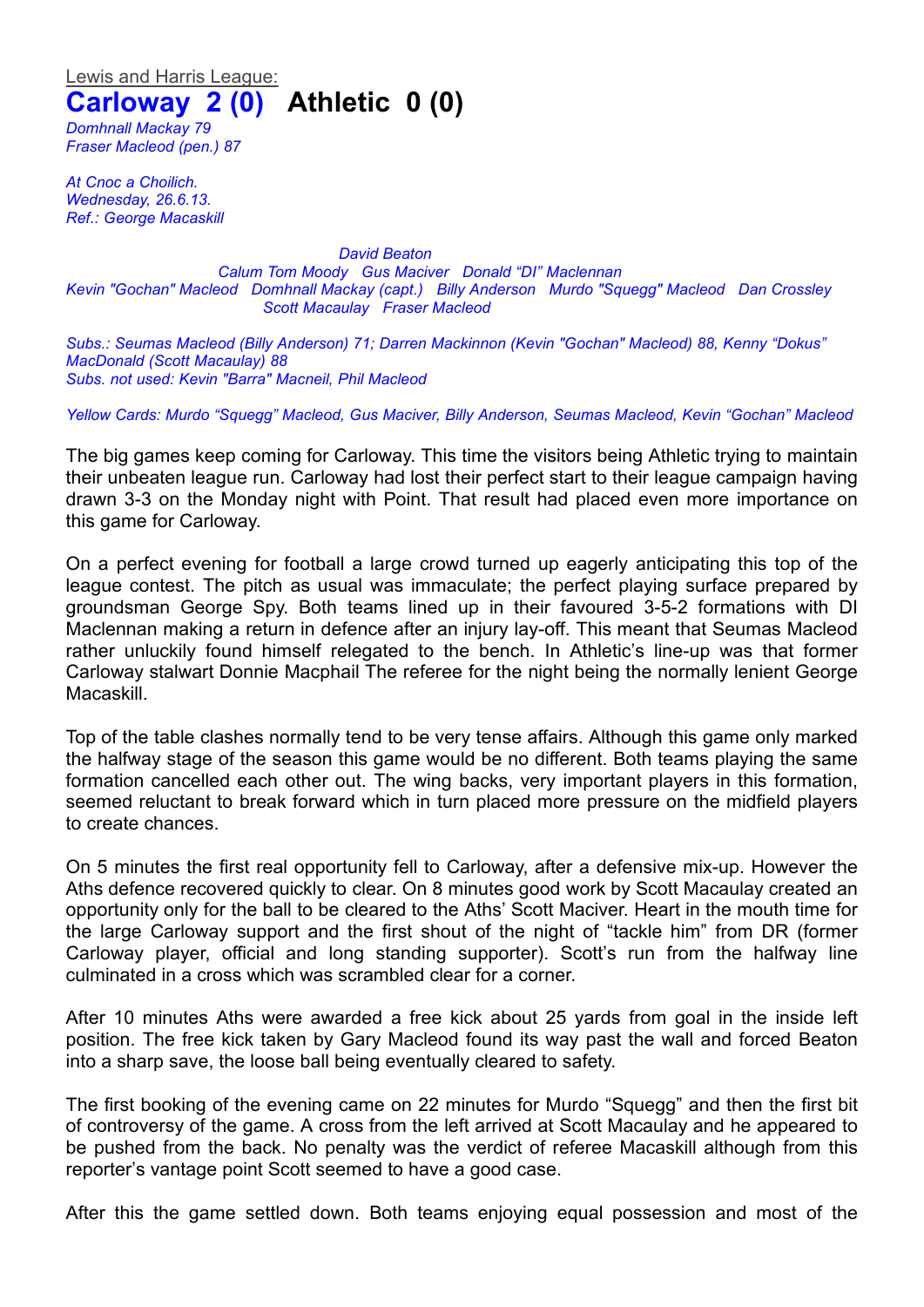Lewis and Harris League:

# Carloway 2 (0) Athletic 0 (0)

*Domhnall Mackay 79*
*Fraser Macleod (pen.) 87*

*At Cnoc a Choilich.*
*Wednesday, 26.6.13.*
*Ref.: George Macaskill*

*David Beaton*
*Calum Tom Moody Gus Maciver Donald "DI" Maclennan*
*Kevin "Gochan" Macleod Domhnall Mackay (capt.) Billy Anderson Murdo "Squegg" Macleod Dan Crossley*
*Scott Macaulay Fraser Macleod*

*Subs.: Seumas Macleod (Billy Anderson) 71; Darren Mackinnon (Kevin "Gochan" Macleod) 88, Kenny "Dokus" MacDonald (Scott Macaulay) 88*
*Subs. not used: Kevin "Barra" Macneil, Phil Macleod*

*Yellow Cards: Murdo "Squegg" Macleod, Gus Maciver, Billy Anderson, Seumas Macleod, Kevin "Gochan" Macleod*

The big games keep coming for Carloway. This time the visitors being Athletic trying to maintain their unbeaten league run. Carloway had lost their perfect start to their league campaign having drawn 3-3 on the Monday night with Point. That result had placed even more importance on this game for Carloway.

On a perfect evening for football a large crowd turned up eagerly anticipating this top of the league contest. The pitch as usual was immaculate; the perfect playing surface prepared by groundsman George Spy. Both teams lined up in their favoured 3-5-2 formations with DI Maclennan making a return in defence after an injury lay-off. This meant that Seumas Macleod rather unluckily found himself relegated to the bench. In Athletic's line-up was that former Carloway stalwart Donnie Macphail The referee for the night being the normally lenient George Macaskill.

Top of the table clashes normally tend to be very tense affairs. Although this game only marked the halfway stage of the season this game would be no different. Both teams playing the same formation cancelled each other out. The wing backs, very important players in this formation, seemed reluctant to break forward which in turn placed more pressure on the midfield players to create chances.

On 5 minutes the first real opportunity fell to Carloway, after a defensive mix-up. However the Aths defence recovered quickly to clear. On 8 minutes good work by Scott Macaulay created an opportunity only for the ball to be cleared to the Aths' Scott Maciver. Heart in the mouth time for the large Carloway support and the first shout of the night of "tackle him" from DR (former Carloway player, official and long standing supporter). Scott's run from the halfway line culminated in a cross which was scrambled clear for a corner.

After 10 minutes Aths were awarded a free kick about 25 yards from goal in the inside left position. The free kick taken by Gary Macleod found its way past the wall and forced Beaton into a sharp save, the loose ball being eventually cleared to safety.

The first booking of the evening came on 22 minutes for Murdo "Squegg" and then the first bit of controversy of the game. A cross from the left arrived at Scott Macaulay and he appeared to be pushed from the back. No penalty was the verdict of referee Macaskill although from this reporter's vantage point Scott seemed to have a good case.

After this the game settled down. Both teams enjoying equal possession and most of the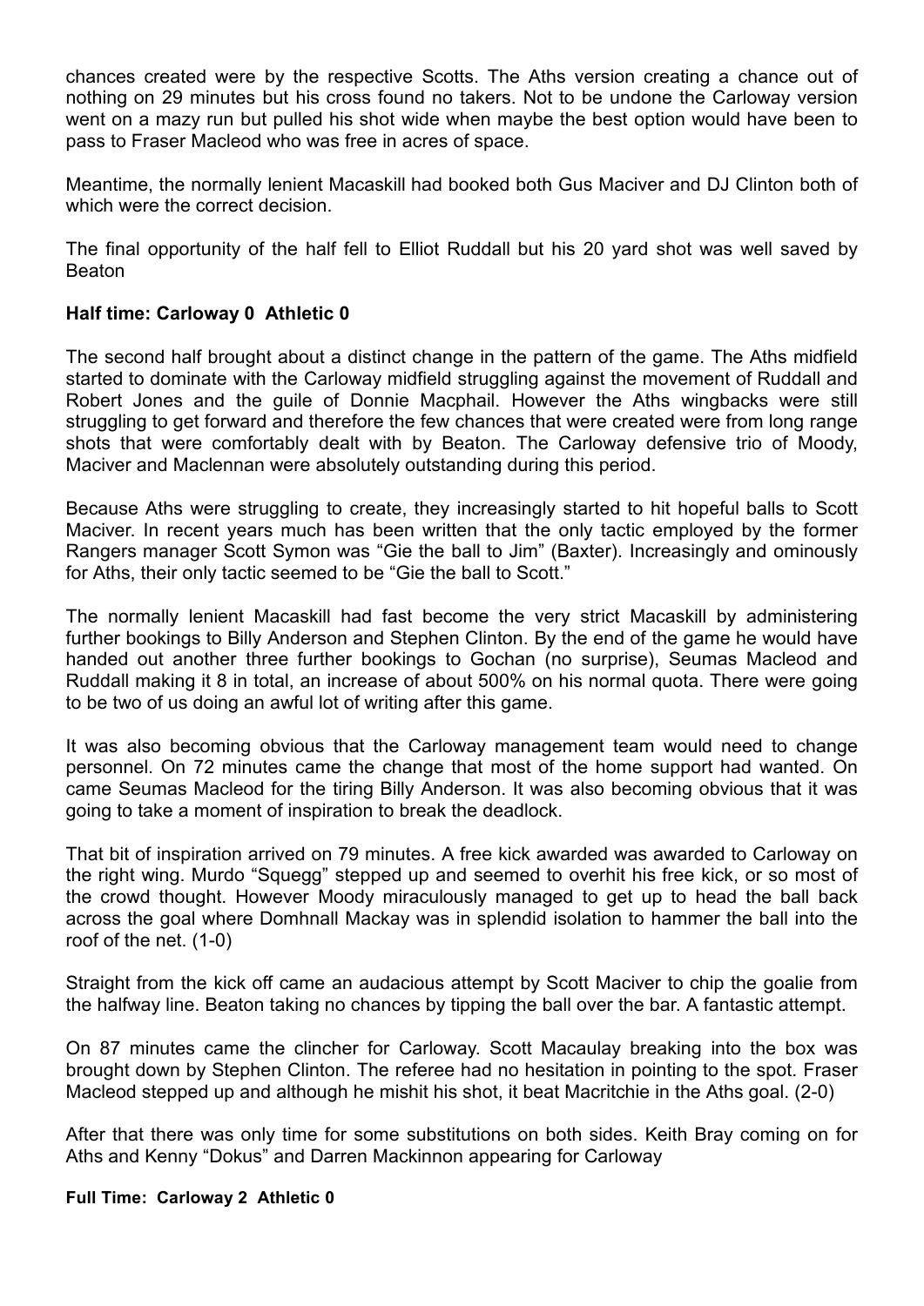chances created were by the respective Scotts. The Aths version creating a chance out of nothing on 29 minutes but his cross found no takers. Not to be undone the Carloway version went on a mazy run but pulled his shot wide when maybe the best option would have been to pass to Fraser Macleod who was free in acres of space.

Meantime, the normally lenient Macaskill had booked both Gus Maciver and DJ Clinton both of which were the correct decision.

The final opportunity of the half fell to Elliot Ruddall but his 20 yard shot was well saved by Beaton

**Half time: Carloway 0  Athletic 0**

The second half brought about a distinct change in the pattern of the game. The Aths midfield started to dominate with the Carloway midfield struggling against the movement of Ruddall and Robert Jones and the guile of Donnie Macphail. However the Aths wingbacks were still struggling to get forward and therefore the few chances that were created were from long range shots that were comfortably dealt with by Beaton. The Carloway defensive trio of Moody, Maciver and Maclennan were absolutely outstanding during this period.

Because Aths were struggling to create, they increasingly started to hit hopeful balls to Scott Maciver. In recent years much has been written that the only tactic employed by the former Rangers manager Scott Symon was "Gie the ball to Jim" (Baxter). Increasingly and ominously for Aths, their only tactic seemed to be "Gie the ball to Scott."

The normally lenient Macaskill had fast become the very strict Macaskill by administering further bookings to Billy Anderson and Stephen Clinton. By the end of the game he would have handed out another three further bookings to Gochan (no surprise), Seumas Macleod and Ruddall making it 8 in total, an increase of about 500% on his normal quota. There were going to be two of us doing an awful lot of writing after this game.

It was also becoming obvious that the Carloway management team would need to change personnel. On 72 minutes came the change that most of the home support had wanted. On came Seumas Macleod for the tiring Billy Anderson. It was also becoming obvious that it was going to take a moment of inspiration to break the deadlock.

That bit of inspiration arrived on 79 minutes. A free kick awarded was awarded to Carloway on the right wing. Murdo "Squegg" stepped up and seemed to overhit his free kick, or so most of the crowd thought. However Moody miraculously managed to get up to head the ball back across the goal where Domhnall Mackay was in splendid isolation to hammer the ball into the roof of the net. (1-0)

Straight from the kick off came an audacious attempt by Scott Maciver to chip the goalie from the halfway line. Beaton taking no chances by tipping the ball over the bar. A fantastic attempt.

On 87 minutes came the clincher for Carloway. Scott Macaulay breaking into the box was brought down by Stephen Clinton. The referee had no hesitation in pointing to the spot. Fraser Macleod stepped up and although he mishit his shot, it beat Macritchie in the Aths goal. (2-0)

After that there was only time for some substitutions on both sides. Keith Bray coming on for Aths and Kenny "Dokus" and Darren Mackinnon appearing for Carloway

**Full Time:  Carloway 2  Athletic 0**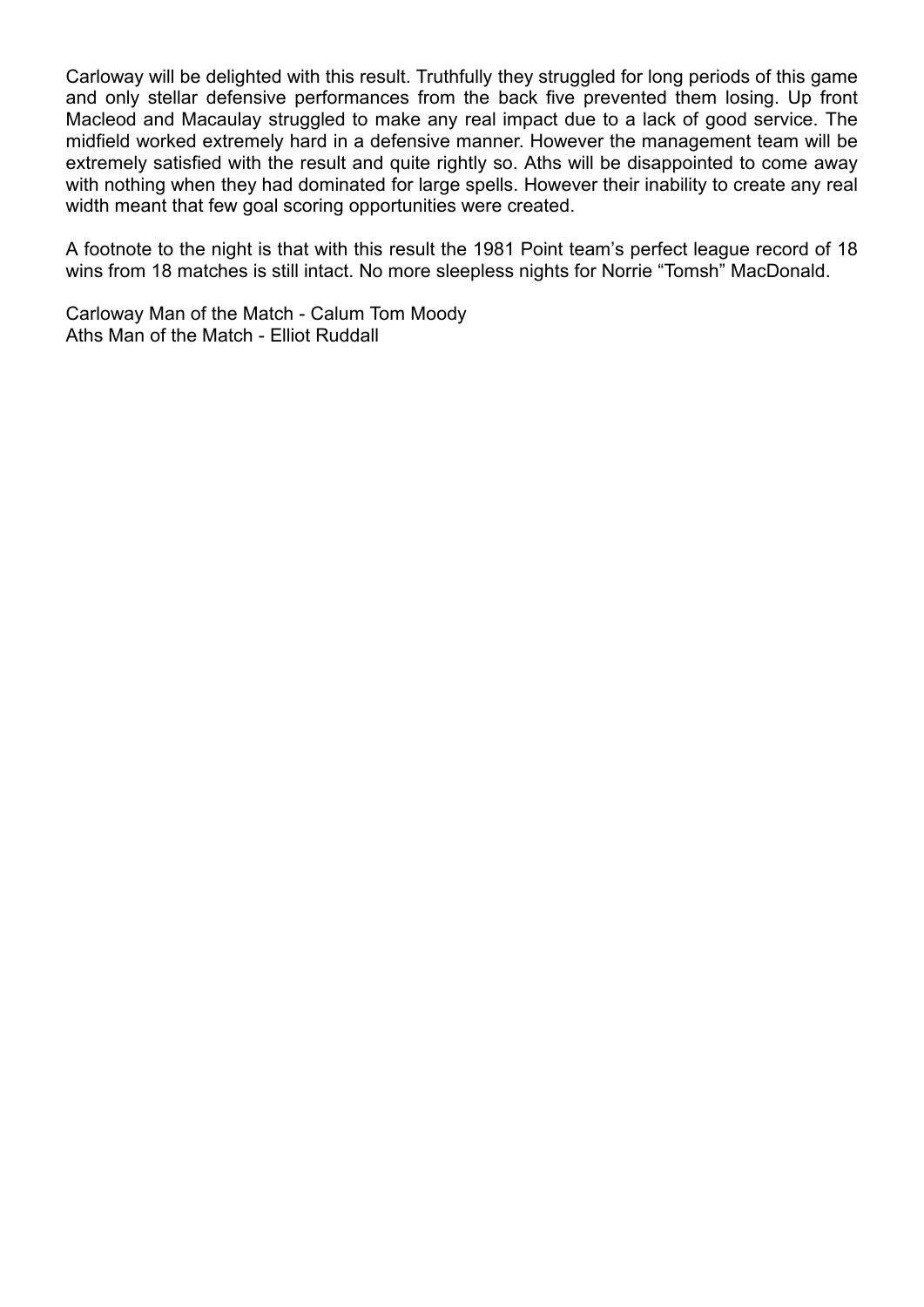Carloway will be delighted with this result. Truthfully they struggled for long periods of this game and only stellar defensive performances from the back five prevented them losing. Up front Macleod and Macaulay struggled to make any real impact due to a lack of good service. The midfield worked extremely hard in a defensive manner. However the management team will be extremely satisfied with the result and quite rightly so. Aths will be disappointed to come away with nothing when they had dominated for large spells. However their inability to create any real width meant that few goal scoring opportunities were created.

A footnote to the night is that with this result the 1981 Point team's perfect league record of 18 wins from 18 matches is still intact. No more sleepless nights for Norrie "Tomsh" MacDonald.

Carloway Man of the Match - Calum Tom Moody
Aths Man of the Match - Elliot Ruddall